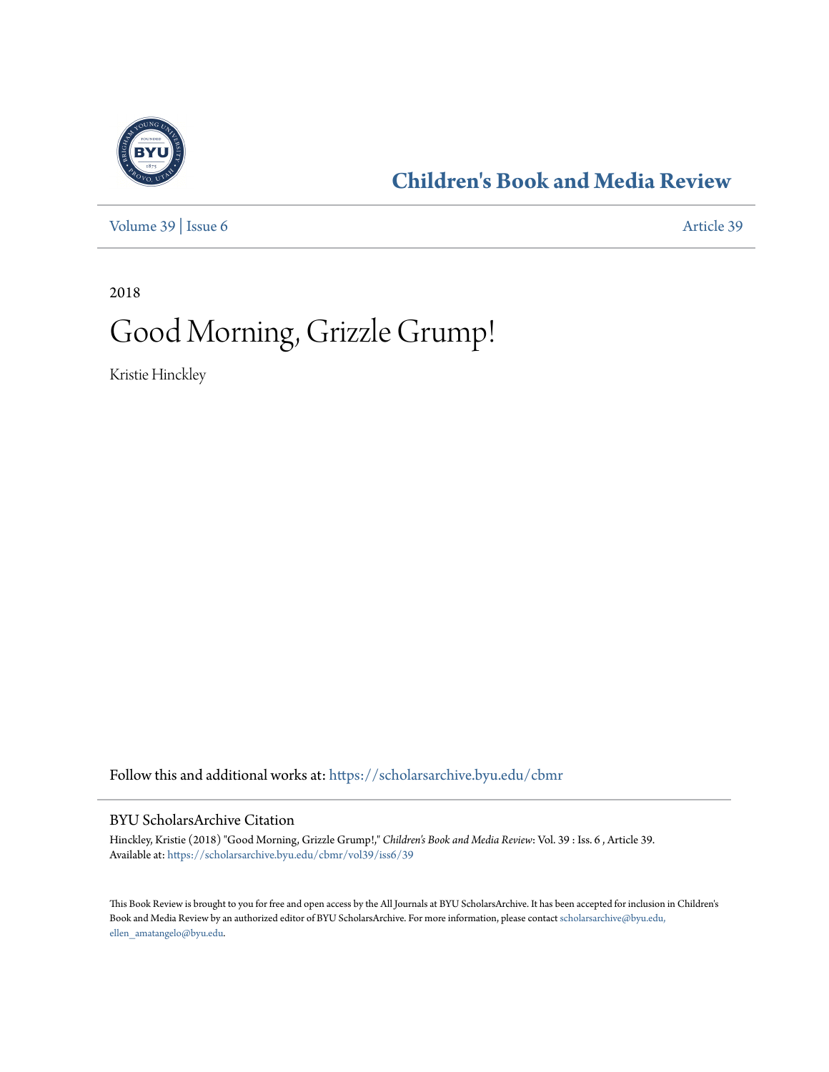# Children's Book and Media Review

Volume 39 | Issue 6 Article 39

2018

# Good Morning, Grizzle Grump!

Kristie Hinckley

Follow this and additional works at: https://scholarsarchive.byu.edu/cbmr

## BYU ScholarsArchive Citation

Hinckley, Kristie (2018) "Good Morning, Grizzle Grump!," *Children's Book and Media Review*: Vol. 39 : Iss. 6 , Article 39.
Available at: https://scholarsarchive.byu.edu/cbmr/vol39/iss6/39

This Book Review is brought to you for free and open access by the All Journals at BYU ScholarsArchive. It has been accepted for inclusion in Children's Book and Media Review by an authorized editor of BYU ScholarsArchive. For more information, please contact scholarsarchive@byu.edu, ellen_amatangelo@byu.edu.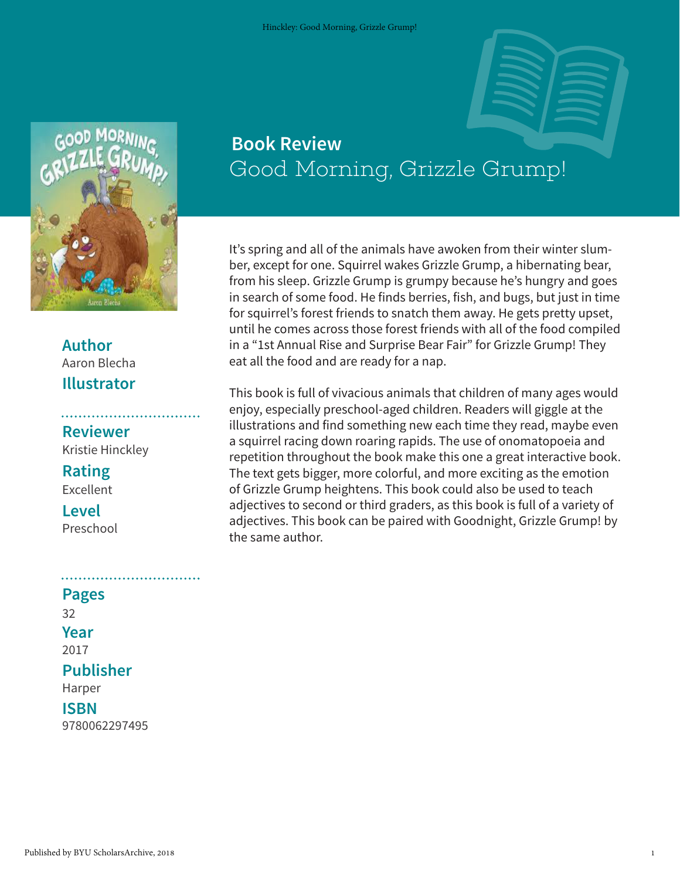## Book Review
# Good Morning, Grizzle Grump!

**Author**
Aaron Blecha

**Illustrator**

**Reviewer**
Kristie Hinckley

**Rating**
Excellent

**Level**
Preschool

**Pages**
32

**Year**
2017

**Publisher**
Harper

**ISBN**
9780062297495

It's spring and all of the animals have awoken from their winter slumber, except for one. Squirrel wakes Grizzle Grump, a hibernating bear, from his sleep. Grizzle Grump is grumpy because he's hungry and goes in search of some food. He finds berries, fish, and bugs, but just in time for squirrel's forest friends to snatch them away. He gets pretty upset, until he comes across those forest friends with all of the food compiled in a "1st Annual Rise and Surprise Bear Fair" for Grizzle Grump! They eat all the food and are ready for a nap.

This book is full of vivacious animals that children of many ages would enjoy, especially preschool-aged children. Readers will giggle at the illustrations and find something new each time they read, maybe even a squirrel racing down roaring rapids. The use of onomatopoeia and repetition throughout the book make this one a great interactive book. The text gets bigger, more colorful, and more exciting as the emotion of Grizzle Grump heightens. This book could also be used to teach adjectives to second or third graders, as this book is full of a variety of adjectives. This book can be paired with Goodnight, Grizzle Grump! by the same author.